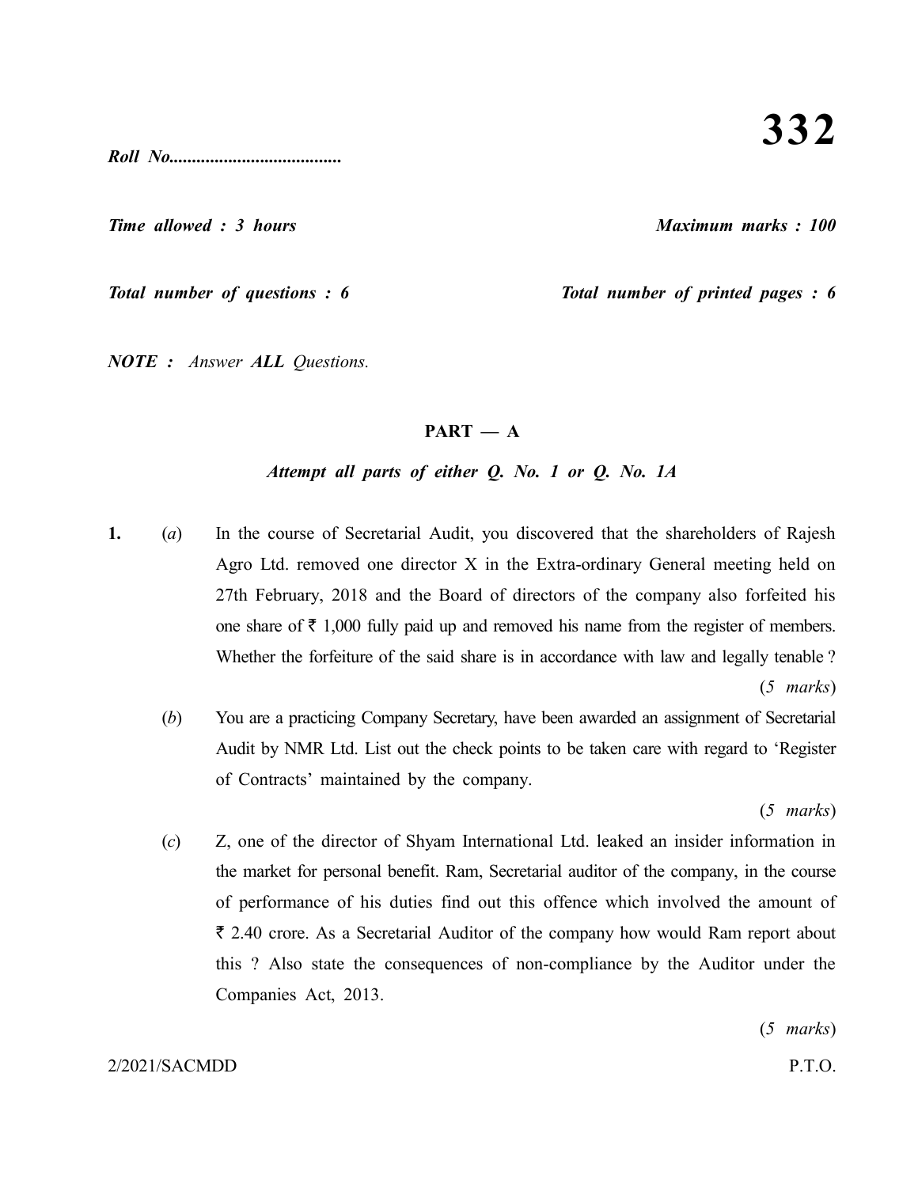**332**

***Roll No.....................................***

***Time allowed : 3 hours*** ***Maximum marks : 100***

***Total number of questions : 6*** ***Total number of printed pages : 6***

***NOTE :*** *Answer **ALL** Questions.*

## PART — A

***Attempt all parts of either Q. No. 1 or Q. No. 1A***

**1.** (*a*) In the course of Secretarial Audit, you discovered that the shareholders of Rajesh Agro Ltd. removed one director X in the Extra-ordinary General meeting held on 27th February, 2018 and the Board of directors of the company also forfeited his one share of ₹ 1,000 fully paid up and removed his name from the register of members. Whether the forfeiture of the said share is in accordance with law and legally tenable ?

(*5 marks*)

(*b*) You are a practicing Company Secretary, have been awarded an assignment of Secretarial Audit by NMR Ltd. List out the check points to be taken care with regard to 'Register of Contracts' maintained by the company.

(*5 marks*)

(*c*) Z, one of the director of Shyam International Ltd. leaked an insider information in the market for personal benefit. Ram, Secretarial auditor of the company, in the course of performance of his duties find out this offence which involved the amount of ₹ 2.40 crore. As a Secretarial Auditor of the company how would Ram report about this ? Also state the consequences of non-compliance by the Auditor under the Companies Act, 2013.

(*5 marks*)

2/2021/SACMDD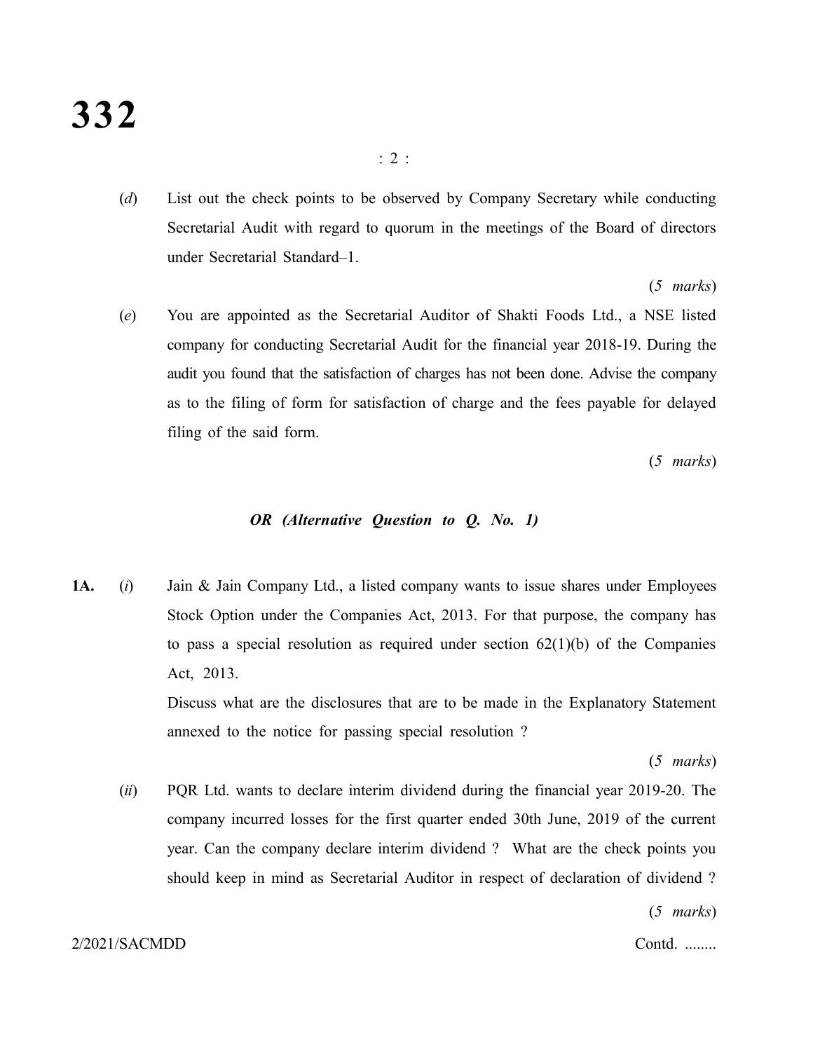(*d*) List out the check points to be observed by Company Secretary while conducting Secretarial Audit with regard to quorum in the meetings of the Board of directors under Secretarial Standard–1.

(*5 marks*)

(*e*) You are appointed as the Secretarial Auditor of Shakti Foods Ltd., a NSE listed company for conducting Secretarial Audit for the financial year 2018-19. During the audit you found that the satisfaction of charges has not been done. Advise the company as to the filing of form for satisfaction of charge and the fees payable for delayed filing of the said form.

(*5 marks*)

***OR (Alternative Question to Q. No. 1)***

**1A.** (*i*) Jain & Jain Company Ltd., a listed company wants to issue shares under Employees Stock Option under the Companies Act, 2013. For that purpose, the company has to pass a special resolution as required under section 62(1)(b) of the Companies Act, 2013.

Discuss what are the disclosures that are to be made in the Explanatory Statement annexed to the notice for passing special resolution ?

(*5 marks*)

(*ii*) PQR Ltd. wants to declare interim dividend during the financial year 2019-20. The company incurred losses for the first quarter ended 30th June, 2019 of the current year. Can the company declare interim dividend ? What are the check points you should keep in mind as Secretarial Auditor in respect of declaration of dividend ?

(*5 marks*)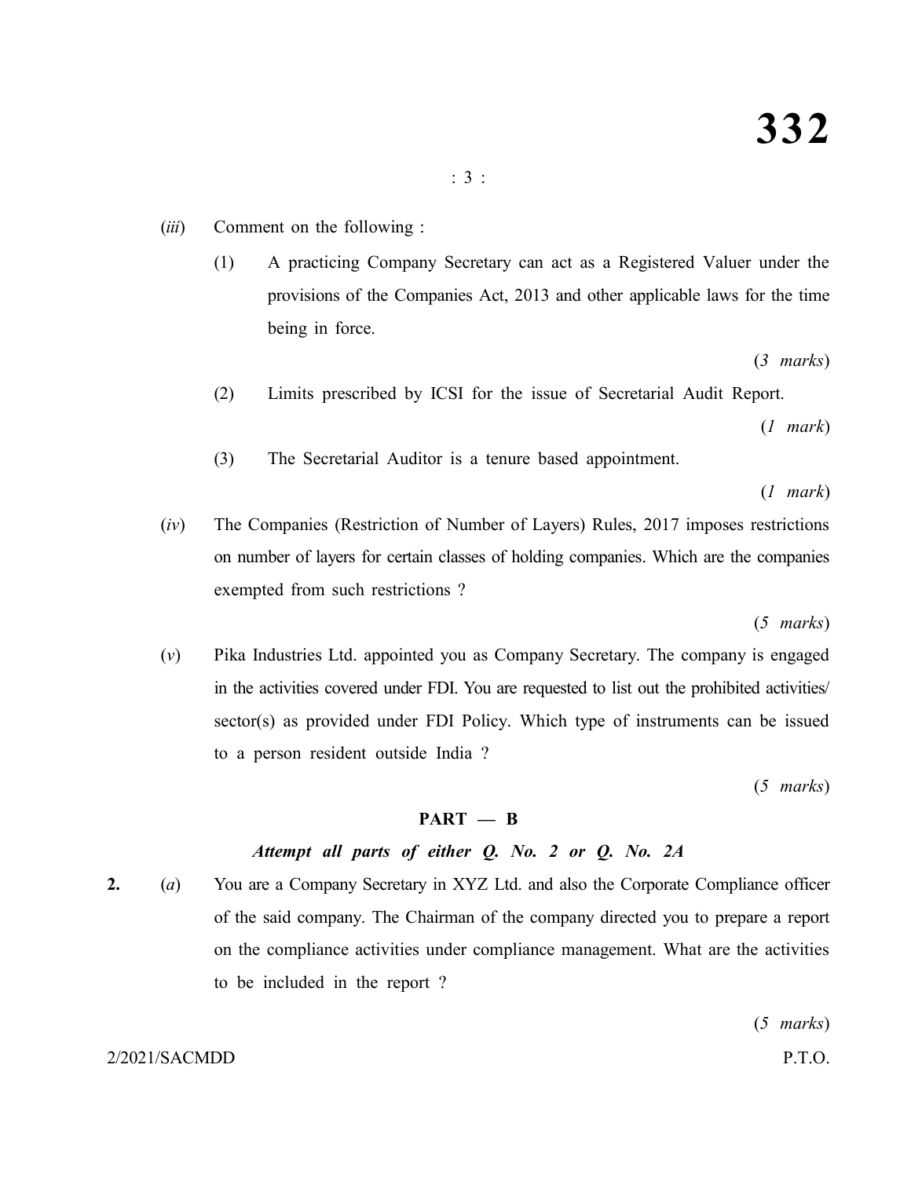(*iii*) Comment on the following :

(1) A practicing Company Secretary can act as a Registered Valuer under the provisions of the Companies Act, 2013 and other applicable laws for the time being in force.

(*3 marks*)

(2) Limits prescribed by ICSI for the issue of Secretarial Audit Report.

(*1 mark*)

(3) The Secretarial Auditor is a tenure based appointment.

(*1 mark*)

(*iv*) The Companies (Restriction of Number of Layers) Rules, 2017 imposes restrictions on number of layers for certain classes of holding companies. Which are the companies exempted from such restrictions ?

(*5 marks*)

(*v*) Pika Industries Ltd. appointed you as Company Secretary. The company is engaged in the activities covered under FDI. You are requested to list out the prohibited activities/ sector(s) as provided under FDI Policy. Which type of instruments can be issued to a person resident outside India ?

(*5 marks*)

## PART — B

***Attempt all parts of either Q. No. 2 or Q. No. 2A***

**2.** (*a*) You are a Company Secretary in XYZ Ltd. and also the Corporate Compliance officer of the said company. The Chairman of the company directed you to prepare a report on the compliance activities under compliance management. What are the activities to be included in the report ?

(*5 marks*)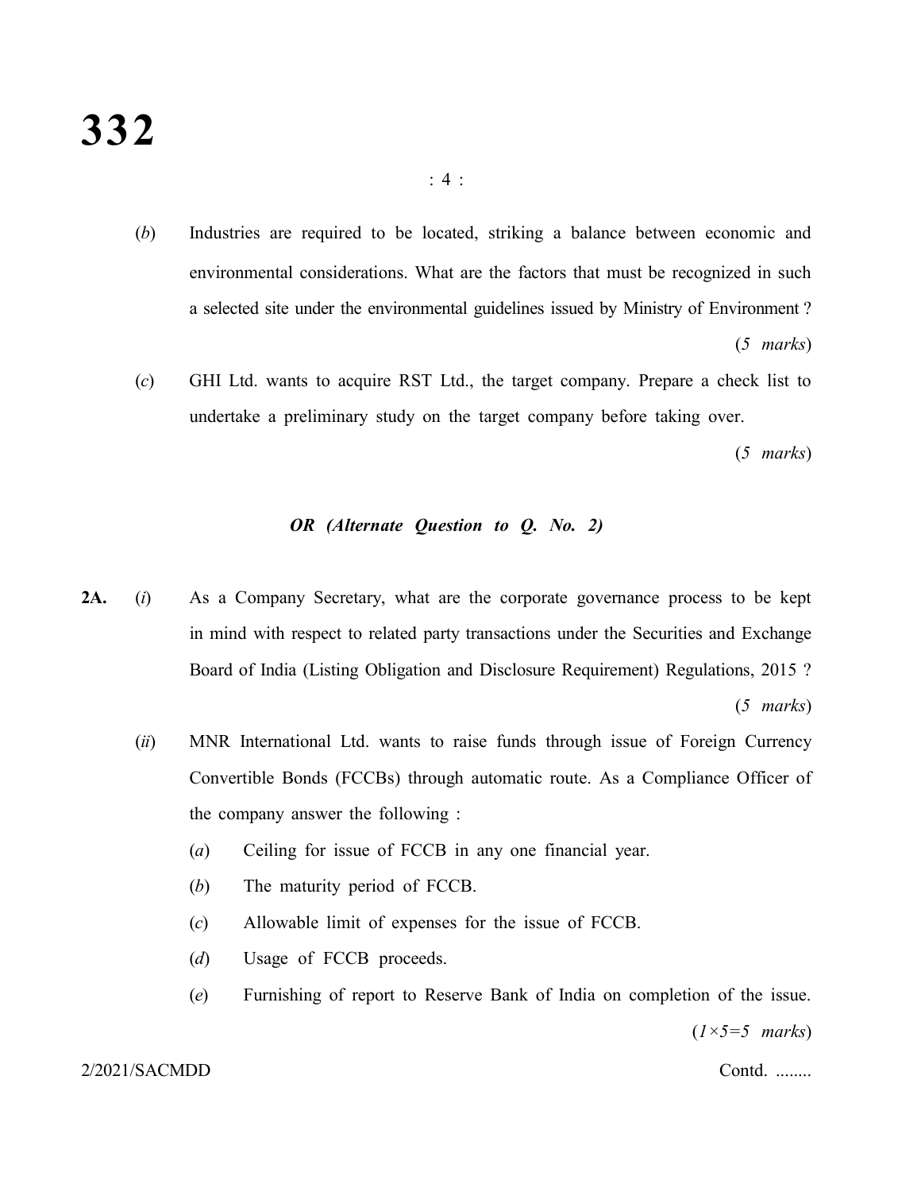(*b*) Industries are required to be located, striking a balance between economic and environmental considerations. What are the factors that must be recognized in such a selected site under the environmental guidelines issued by Ministry of Environment ?

(*5 marks*)

(*c*) GHI Ltd. wants to acquire RST Ltd., the target company. Prepare a check list to undertake a preliminary study on the target company before taking over.

(*5 marks*)

***OR (Alternate Question to Q. No. 2)***

**2A.** (*i*) As a Company Secretary, what are the corporate governance process to be kept in mind with respect to related party transactions under the Securities and Exchange Board of India (Listing Obligation and Disclosure Requirement) Regulations, 2015 ?

(*5 marks*)

(*ii*) MNR International Ltd. wants to raise funds through issue of Foreign Currency Convertible Bonds (FCCBs) through automatic route. As a Compliance Officer of the company answer the following :

(*a*) Ceiling for issue of FCCB in any one financial year.

(*b*) The maturity period of FCCB.

(*c*) Allowable limit of expenses for the issue of FCCB.

(*d*) Usage of FCCB proceeds.

(*e*) Furnishing of report to Reserve Bank of India on completion of the issue.

(*1×5=5 marks*)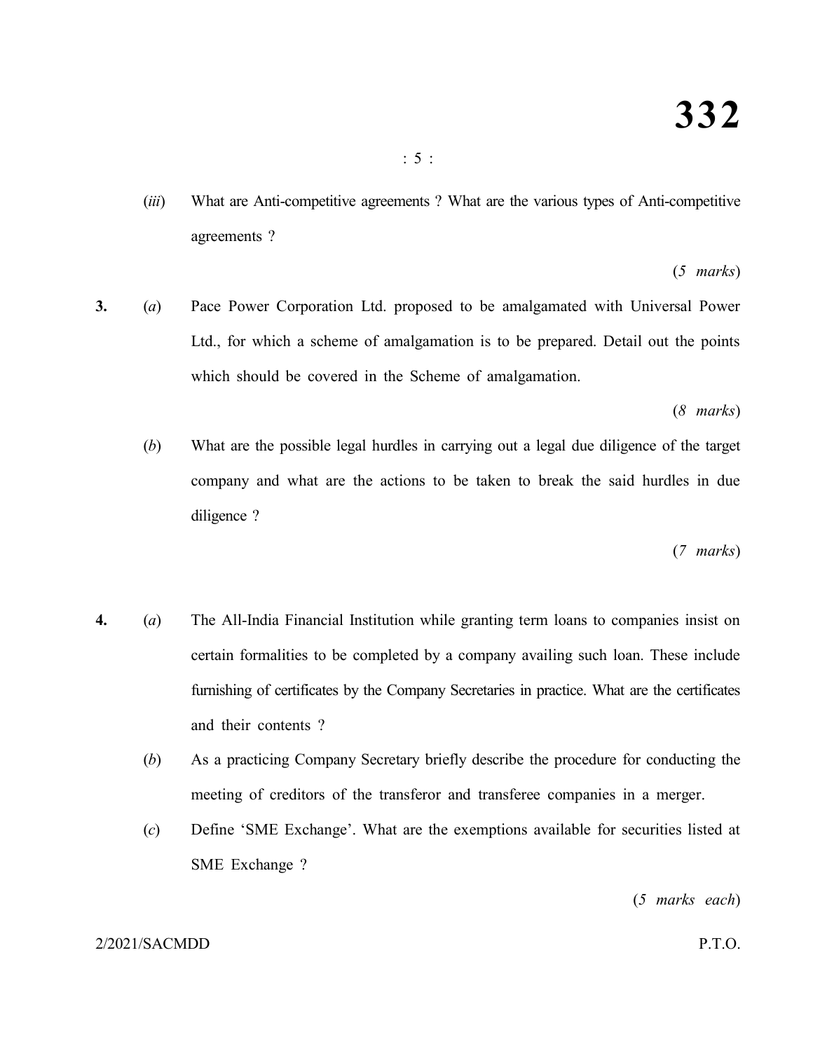(*iii*) What are Anti-competitive agreements ? What are the various types of Anti-competitive agreements ?

(*5 marks*)

**3.** (*a*) Pace Power Corporation Ltd. proposed to be amalgamated with Universal Power Ltd., for which a scheme of amalgamation is to be prepared. Detail out the points which should be covered in the Scheme of amalgamation.

(*8 marks*)

(*b*) What are the possible legal hurdles in carrying out a legal due diligence of the target company and what are the actions to be taken to break the said hurdles in due diligence ?

(*7 marks*)

**4.** (*a*) The All-India Financial Institution while granting term loans to companies insist on certain formalities to be completed by a company availing such loan. These include furnishing of certificates by the Company Secretaries in practice. What are the certificates and their contents ?

(*b*) As a practicing Company Secretary briefly describe the procedure for conducting the meeting of creditors of the transferor and transferee companies in a merger.

(*c*) Define 'SME Exchange'. What are the exemptions available for securities listed at SME Exchange ?

(*5 marks each*)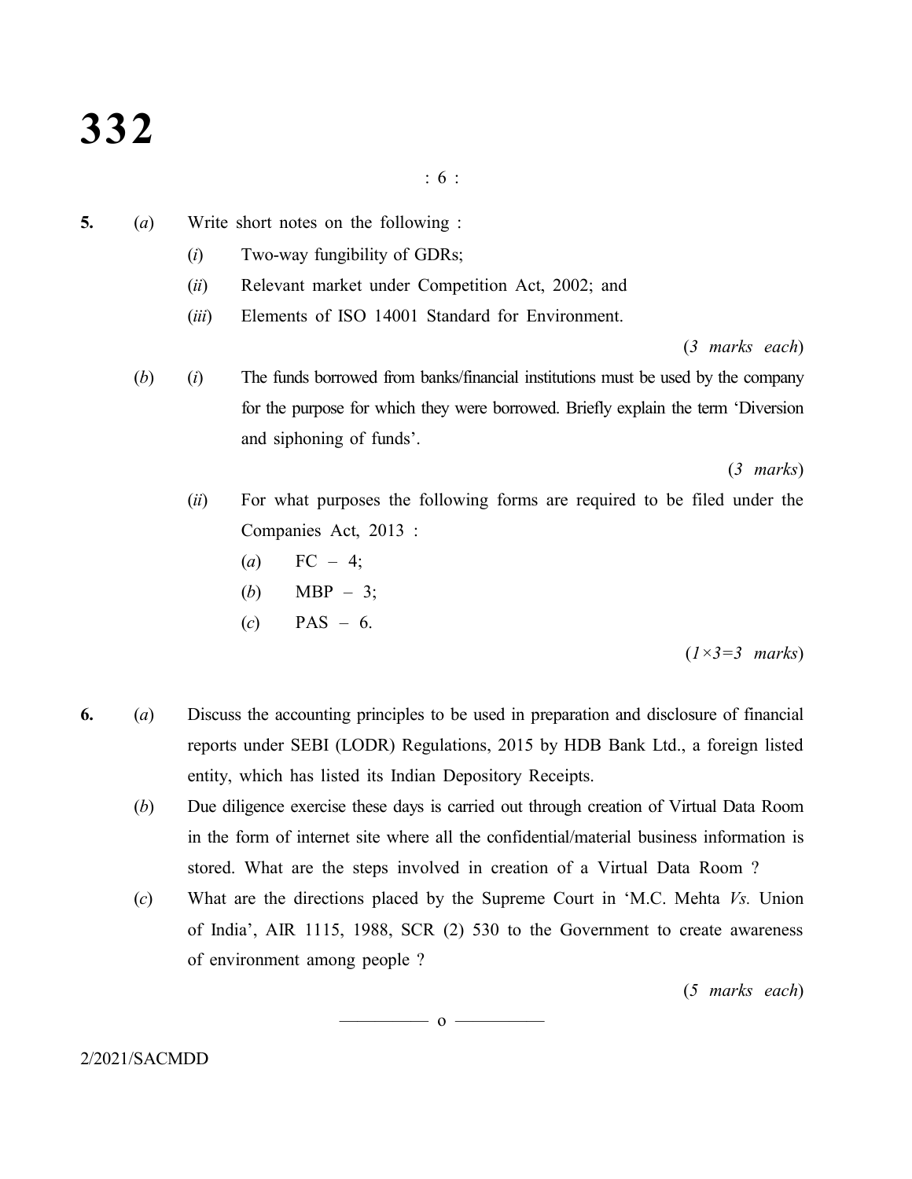**5.** (*a*) Write short notes on the following :

(*i*) Two-way fungibility of GDRs;

(*ii*) Relevant market under Competition Act, 2002; and

(*iii*) Elements of ISO 14001 Standard for Environment.

(*3 marks each*)

(*b*) (*i*) The funds borrowed from banks/financial institutions must be used by the company for the purpose for which they were borrowed. Briefly explain the term 'Diversion and siphoning of funds'.

(*3 marks*)

(*ii*) For what purposes the following forms are required to be filed under the Companies Act, 2013 :

(*a*) FC – 4;

(*b*) MBP – 3;

(*c*) PAS – 6.

(*1×3=3 marks*)

**6.** (*a*) Discuss the accounting principles to be used in preparation and disclosure of financial reports under SEBI (LODR) Regulations, 2015 by HDB Bank Ltd., a foreign listed entity, which has listed its Indian Depository Receipts.

(*b*) Due diligence exercise these days is carried out through creation of Virtual Data Room in the form of internet site where all the confidential/material business information is stored. What are the steps involved in creation of a Virtual Data Room ?

(*c*) What are the directions placed by the Supreme Court in 'M.C. Mehta *Vs.* Union of India', AIR 1115, 1988, SCR (2) 530 to the Government to create awareness of environment among people ?

(*5 marks each*)

——— o ———

2/2021/SACMDD